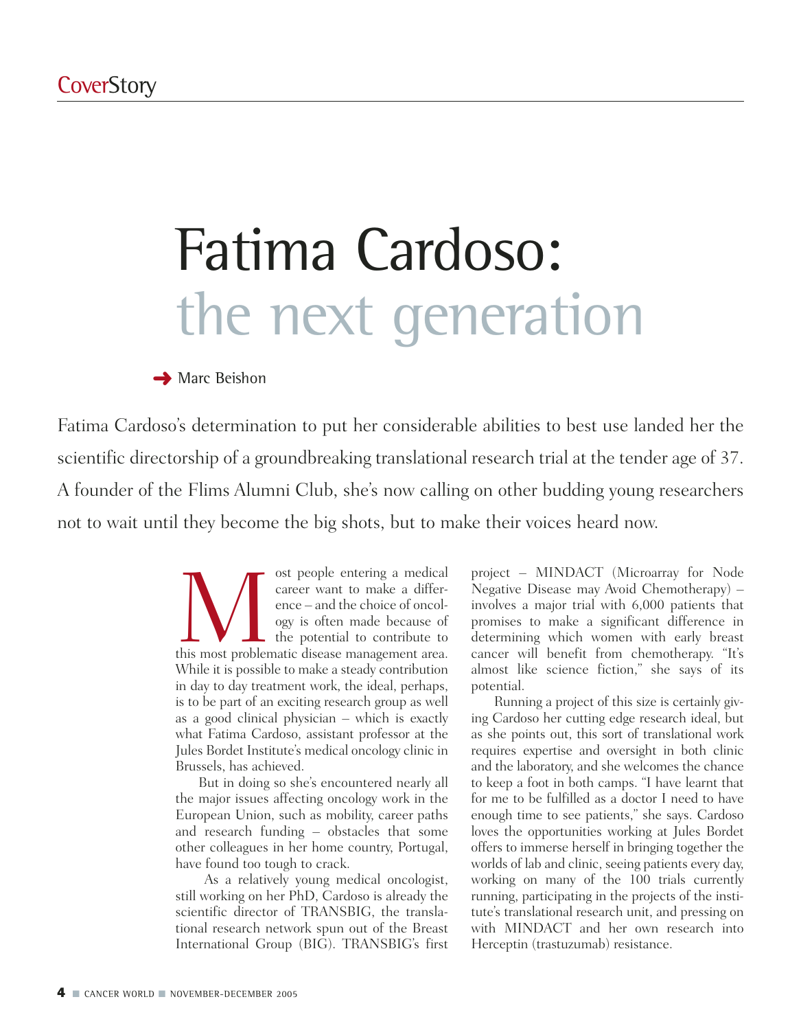# Fatima Cardoso: the next generation

Marc Beishon

Fatima Cardoso's determination to put her considerable abilities to best use landed her the scientific directorship of a groundbreaking translational research trial at the tender age of 37. A founder of the Flims Alumni Club, she's now calling on other budding young researchers not to wait until they become the big shots, but to make their voices heard now.

Most people entering a medical career want to make a difference – and the choice of oncology is often made because of the potential to contribute to this most problematic disease management area. While it is possible to make a steady contribution in day to day treatment work, the ideal, perhaps, is to be part of an exciting research group as well as a good clinical physician – which is exactly what Fatima Cardoso, assistant professor at the Jules Bordet Institute's medical oncology clinic in Brussels, has achieved.

But in doing so she's encountered nearly all the major issues affecting oncology work in the European Union, such as mobility, career paths and research funding – obstacles that some other colleagues in her home country, Portugal, have found too tough to crack.

As a relatively young medical oncologist, still working on her PhD, Cardoso is already the scientific director of TRANSBIG, the translational research network spun out of the Breast International Group (BIG). TRANSBIG's first project – MINDACT (Microarray for Node Negative Disease may Avoid Chemotherapy) – involves a major trial with 6,000 patients that promises to make a significant difference in determining which women with early breast cancer will benefit from chemotherapy. "It's almost like science fiction," she says of its potential.

Running a project of this size is certainly giving Cardoso her cutting edge research ideal, but as she points out, this sort of translational work requires expertise and oversight in both clinic and the laboratory, and she welcomes the chance to keep a foot in both camps. "I have learnt that for me to be fulfilled as a doctor I need to have enough time to see patients," she says. Cardoso loves the opportunities working at Jules Bordet offers to immerse herself in bringing together the worlds of lab and clinic, seeing patients every day, working on many of the 100 trials currently running, participating in the projects of the institute's translational research unit, and pressing on with MINDACT and her own research into Herceptin (trastuzumab) resistance.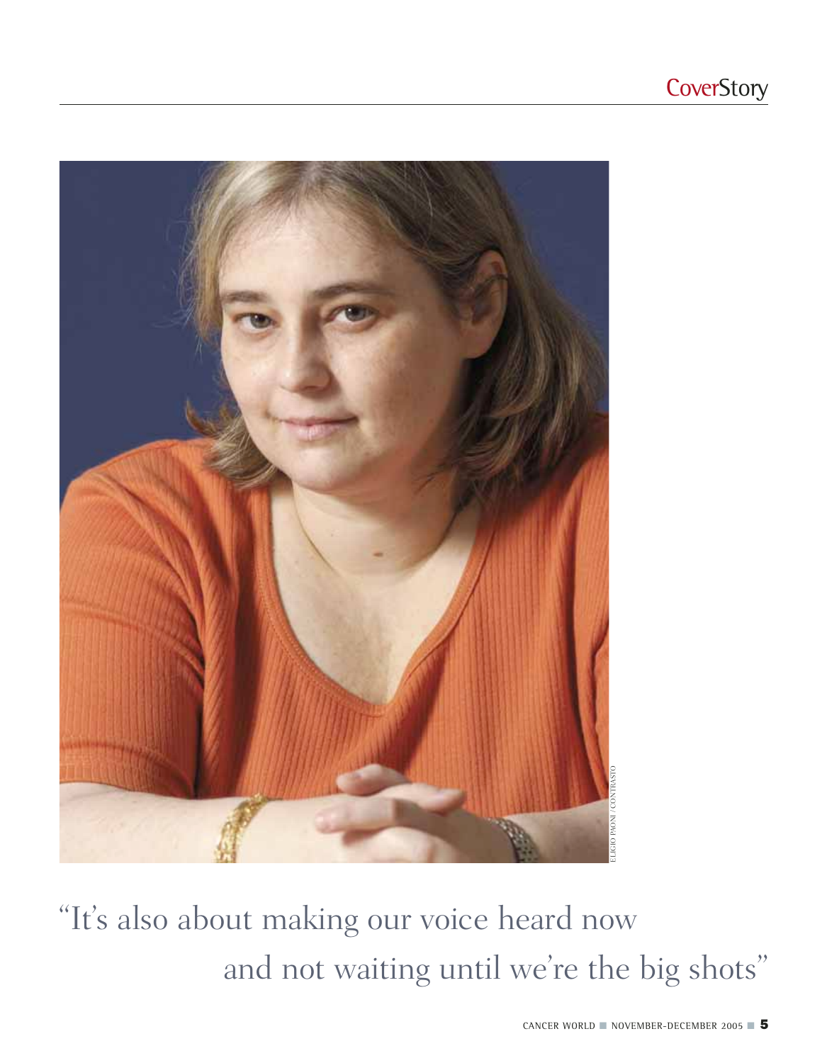# CoverStory

ELIGIO PAONI / CONTRASTO

"It's also about making our voice heard now and not waiting until we're the big shots"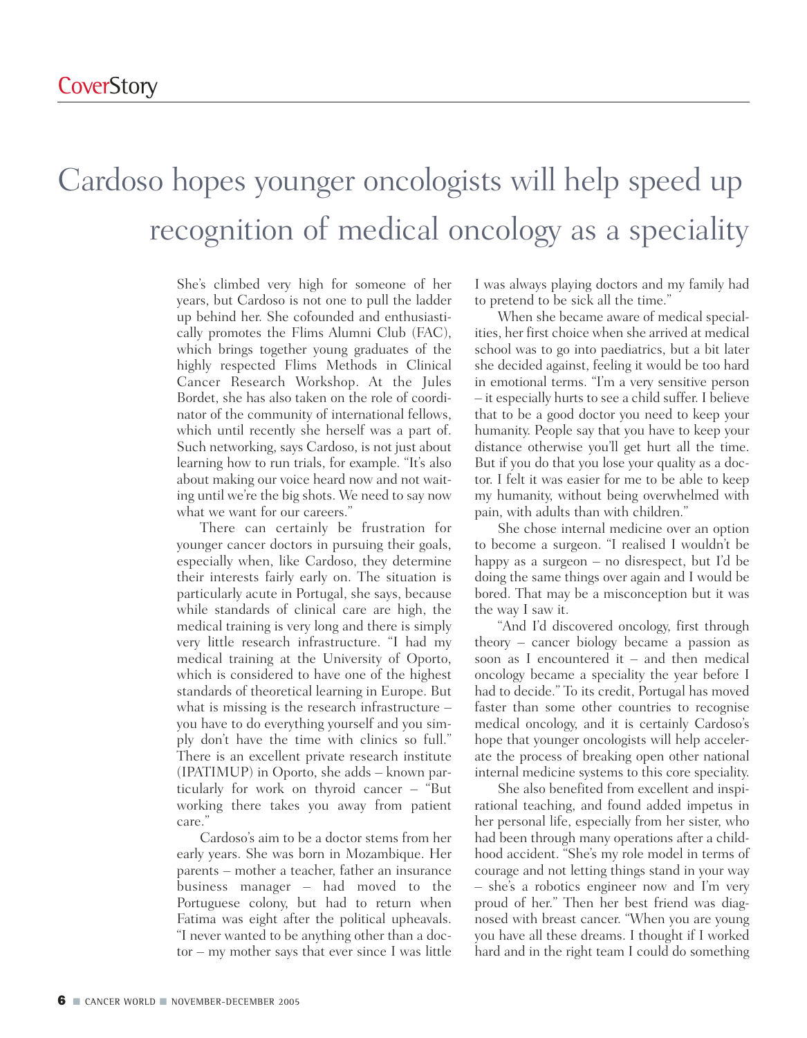# Cardoso hopes younger oncologists will help speed up recognition of medical oncology as a speciality

She's climbed very high for someone of her years, but Cardoso is not one to pull the ladder up behind her. She cofounded and enthusiastically promotes the Flims Alumni Club (FAC), which brings together young graduates of the highly respected Flims Methods in Clinical Cancer Research Workshop. At the Jules Bordet, she has also taken on the role of coordinator of the community of international fellows, which until recently she herself was a part of. Such networking, says Cardoso, is not just about learning how to run trials, for example. "It's also about making our voice heard now and not waiting until we're the big shots. We need to say now what we want for our careers."

There can certainly be frustration for younger cancer doctors in pursuing their goals, especially when, like Cardoso, they determine their interests fairly early on. The situation is particularly acute in Portugal, she says, because while standards of clinical care are high, the medical training is very long and there is simply very little research infrastructure. "I had my medical training at the University of Oporto, which is considered to have one of the highest standards of theoretical learning in Europe. But what is missing is the research infrastructure – you have to do everything yourself and you simply don't have the time with clinics so full." There is an excellent private research institute (IPATIMUP) in Oporto, she adds – known particularly for work on thyroid cancer – "But working there takes you away from patient care."

Cardoso's aim to be a doctor stems from her early years. She was born in Mozambique. Her parents – mother a teacher, father an insurance business manager – had moved to the Portuguese colony, but had to return when Fatima was eight after the political upheavals. "I never wanted to be anything other than a doctor – my mother says that ever since I was little I was always playing doctors and my family had to pretend to be sick all the time."

When she became aware of medical specialities, her first choice when she arrived at medical school was to go into paediatrics, but a bit later she decided against, feeling it would be too hard in emotional terms. "I'm a very sensitive person – it especially hurts to see a child suffer. I believe that to be a good doctor you need to keep your humanity. People say that you have to keep your distance otherwise you'll get hurt all the time. But if you do that you lose your quality as a doctor. I felt it was easier for me to be able to keep my humanity, without being overwhelmed with pain, with adults than with children."

She chose internal medicine over an option to become a surgeon. "I realised I wouldn't be happy as a surgeon – no disrespect, but I'd be doing the same things over again and I would be bored. That may be a misconception but it was the way I saw it.

"And I'd discovered oncology, first through theory – cancer biology became a passion as soon as I encountered it – and then medical oncology became a speciality the year before I had to decide." To its credit, Portugal has moved faster than some other countries to recognise medical oncology, and it is certainly Cardoso's hope that younger oncologists will help accelerate the process of breaking open other national internal medicine systems to this core speciality.

She also benefited from excellent and inspirational teaching, and found added impetus in her personal life, especially from her sister, who had been through many operations after a childhood accident. "She's my role model in terms of courage and not letting things stand in your way – she's a robotics engineer now and I'm very proud of her." Then her best friend was diagnosed with breast cancer. "When you are young you have all these dreams. I thought if I worked hard and in the right team I could do something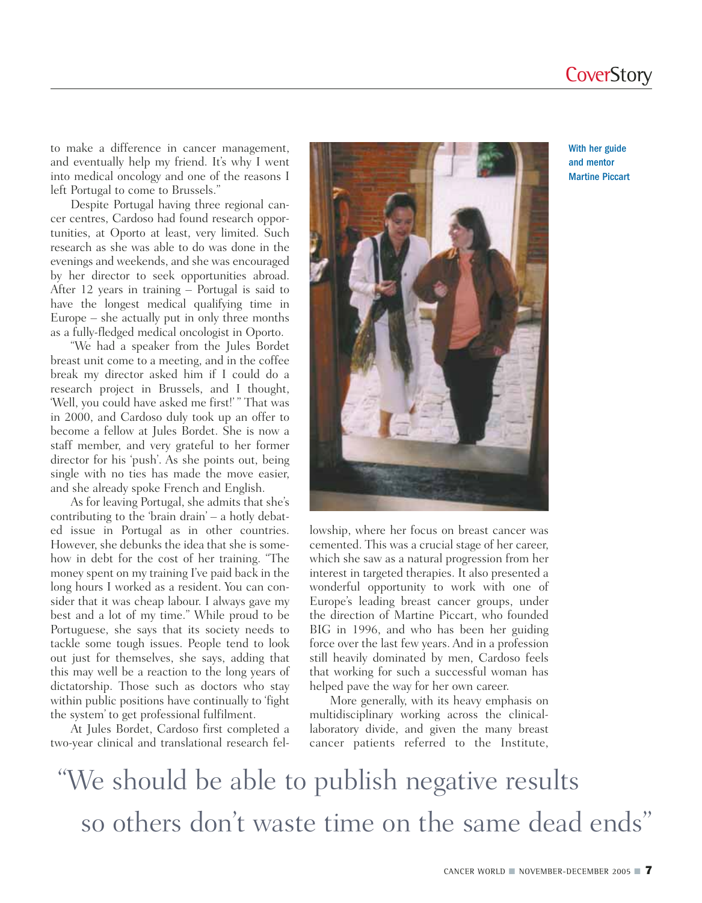to make a difference in cancer management, and eventually help my friend. It's why I went into medical oncology and one of the reasons I left Portugal to come to Brussels."

Despite Portugal having three regional cancer centres, Cardoso had found research opportunities, at Oporto at least, very limited. Such research as she was able to do was done in the evenings and weekends, and she was encouraged by her director to seek opportunities abroad. After 12 years in training – Portugal is said to have the longest medical qualifying time in Europe – she actually put in only three months as a fully-fledged medical oncologist in Oporto.

"We had a speaker from the Jules Bordet breast unit come to a meeting, and in the coffee break my director asked him if I could do a research project in Brussels, and I thought, 'Well, you could have asked me first!'" That was in 2000, and Cardoso duly took up an offer to become a fellow at Jules Bordet. She is now a staff member, and very grateful to her former director for his 'push'. As she points out, being single with no ties has made the move easier, and she already spoke French and English.

As for leaving Portugal, she admits that she's contributing to the 'brain drain' – a hotly debated issue in Portugal as in other countries. However, she debunks the idea that she is somehow in debt for the cost of her training. "The money spent on my training I've paid back in the long hours I worked as a resident. You can consider that it was cheap labour. I always gave my best and a lot of my time." While proud to be Portuguese, she says that its society needs to tackle some tough issues. People tend to look out just for themselves, she says, adding that this may well be a reaction to the long years of dictatorship. Those such as doctors who stay within public positions have continually to 'fight the system' to get professional fulfilment.

At Jules Bordet, Cardoso first completed a two-year clinical and translational research fellowship, where her focus on breast cancer was cemented. This was a crucial stage of her career, which she saw as a natural progression from her interest in targeted therapies. It also presented a wonderful opportunity to work with one of Europe's leading breast cancer groups, under the direction of Martine Piccart, who founded BIG in 1996, and who has been her guiding force over the last few years. And in a profession still heavily dominated by men, Cardoso feels that working for such a successful woman has helped pave the way for her own career.

More generally, with its heavy emphasis on multidisciplinary working across the clinical-laboratory divide, and given the many breast cancer patients referred to the Institute,

With her guide and mentor Martine Piccart

> "We should be able to publish negative results so others don't waste time on the same dead ends"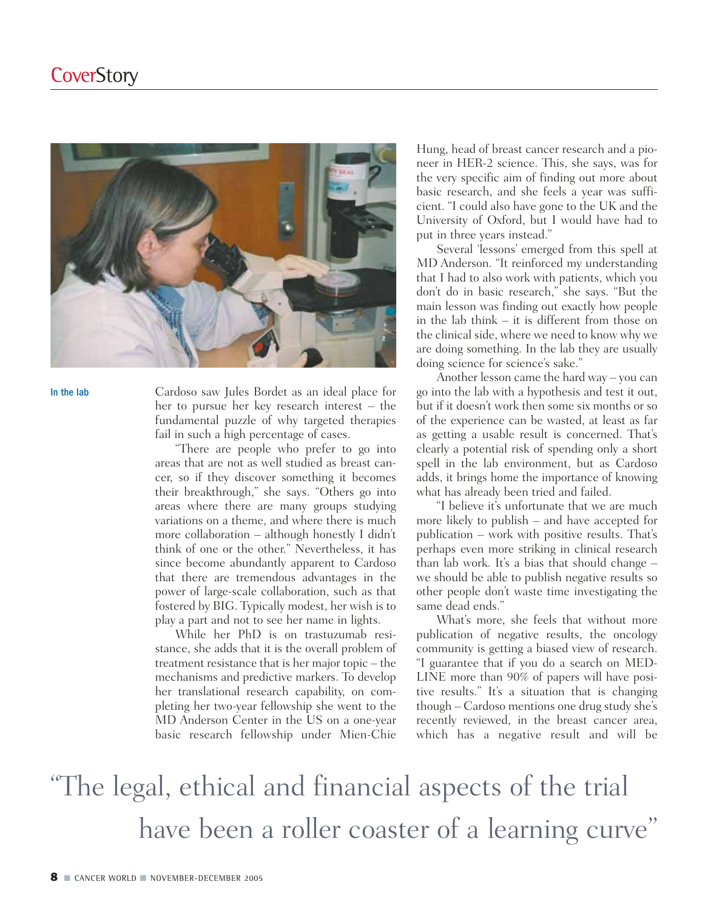In the lab

Cardoso saw Jules Bordet as an ideal place for her to pursue her key research interest – the fundamental puzzle of why targeted therapies fail in such a high percentage of cases.

"There are people who prefer to go into areas that are not as well studied as breast cancer, so if they discover something it becomes their breakthrough," she says. "Others go into areas where there are many groups studying variations on a theme, and where there is much more collaboration – although honestly I didn't think of one or the other." Nevertheless, it has since become abundantly apparent to Cardoso that there are tremendous advantages in the power of large-scale collaboration, such as that fostered by BIG. Typically modest, her wish is to play a part and not to see her name in lights.

While her PhD is on trastuzumab resistance, she adds that it is the overall problem of treatment resistance that is her major topic – the mechanisms and predictive markers. To develop her translational research capability, on completing her two-year fellowship she went to the MD Anderson Center in the US on a one-year basic research fellowship under Mien-Chie Hung, head of breast cancer research and a pioneer in HER-2 science. This, she says, was for the very specific aim of finding out more about basic research, and she feels a year was sufficient. "I could also have gone to the UK and the University of Oxford, but I would have had to put in three years instead."

Several 'lessons' emerged from this spell at MD Anderson. "It reinforced my understanding that I had to also work with patients, which you don't do in basic research," she says. "But the main lesson was finding out exactly how people in the lab think – it is different from those on the clinical side, where we need to know why we are doing something. In the lab they are usually doing science for science's sake."

Another lesson came the hard way – you can go into the lab with a hypothesis and test it out, but if it doesn't work then some six months or so of the experience can be wasted, at least as far as getting a usable result is concerned. That's clearly a potential risk of spending only a short spell in the lab environment, but as Cardoso adds, it brings home the importance of knowing what has already been tried and failed.

"I believe it's unfortunate that we are much more likely to publish – and have accepted for publication – work with positive results. That's perhaps even more striking in clinical research than lab work. It's a bias that should change – we should be able to publish negative results so other people don't waste time investigating the same dead ends."

What's more, she feels that without more publication of negative results, the oncology community is getting a biased view of research. "I guarantee that if you do a search on MEDLINE more than 90% of papers will have positive results." It's a situation that is changing though – Cardoso mentions one drug study she's recently reviewed, in the breast cancer area, which has a negative result and will be

"The legal, ethical and financial aspects of the trial have been a roller coaster of a learning curve"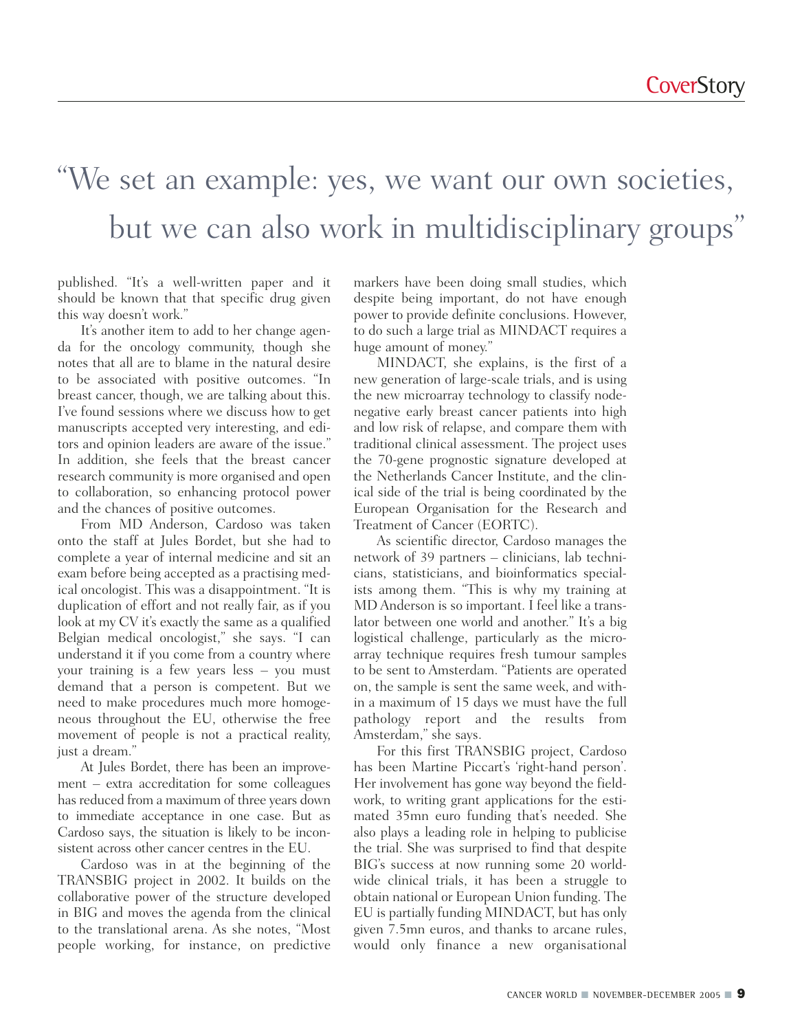# "We set an example: yes, we want our own societies, but we can also work in multidisciplinary groups"

published. "It's a well-written paper and it should be known that that specific drug given this way doesn't work."

It's another item to add to her change agenda for the oncology community, though she notes that all are to blame in the natural desire to be associated with positive outcomes. "In breast cancer, though, we are talking about this. I've found sessions where we discuss how to get manuscripts accepted very interesting, and editors and opinion leaders are aware of the issue." In addition, she feels that the breast cancer research community is more organised and open to collaboration, so enhancing protocol power and the chances of positive outcomes.

From MD Anderson, Cardoso was taken onto the staff at Jules Bordet, but she had to complete a year of internal medicine and sit an exam before being accepted as a practising medical oncologist. This was a disappointment. "It is duplication of effort and not really fair, as if you look at my CV it's exactly the same as a qualified Belgian medical oncologist," she says. "I can understand it if you come from a country where your training is a few years less – you must demand that a person is competent. But we need to make procedures much more homogeneous throughout the EU, otherwise the free movement of people is not a practical reality, just a dream."

At Jules Bordet, there has been an improvement – extra accreditation for some colleagues has reduced from a maximum of three years down to immediate acceptance in one case. But as Cardoso says, the situation is likely to be inconsistent across other cancer centres in the EU.

Cardoso was in at the beginning of the TRANSBIG project in 2002. It builds on the collaborative power of the structure developed in BIG and moves the agenda from the clinical to the translational arena. As she notes, "Most people working, for instance, on predictive markers have been doing small studies, which despite being important, do not have enough power to provide definite conclusions. However, to do such a large trial as MINDACT requires a huge amount of money."

MINDACT, she explains, is the first of a new generation of large-scale trials, and is using the new microarray technology to classify node-negative early breast cancer patients into high and low risk of relapse, and compare them with traditional clinical assessment. The project uses the 70-gene prognostic signature developed at the Netherlands Cancer Institute, and the clinical side of the trial is being coordinated by the European Organisation for the Research and Treatment of Cancer (EORTC).

As scientific director, Cardoso manages the network of 39 partners – clinicians, lab technicians, statisticians, and bioinformatics specialists among them. "This is why my training at MD Anderson is so important. I feel like a translator between one world and another." It's a big logistical challenge, particularly as the microarray technique requires fresh tumour samples to be sent to Amsterdam. "Patients are operated on, the sample is sent the same week, and within a maximum of 15 days we must have the full pathology report and the results from Amsterdam," she says.

For this first TRANSBIG project, Cardoso has been Martine Piccart's 'right-hand person'. Her involvement has gone way beyond the fieldwork, to writing grant applications for the estimated 35mn euro funding that's needed. She also plays a leading role in helping to publicise the trial. She was surprised to find that despite BIG's success at now running some 20 worldwide clinical trials, it has been a struggle to obtain national or European Union funding. The EU is partially funding MINDACT, but has only given 7.5mn euros, and thanks to arcane rules, would only finance a new organisational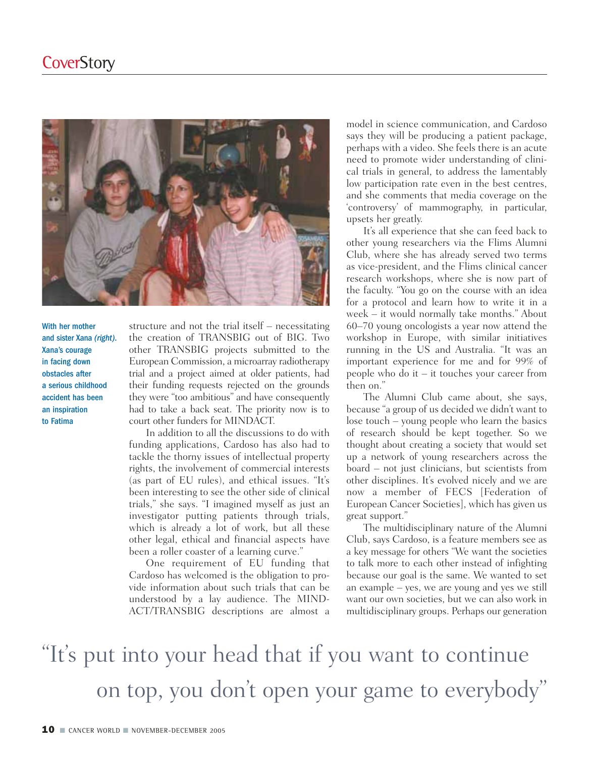With her mother and sister Xana *(right)*. Xana's courage in facing down obstacles after a serious childhood accident has been an inspiration to Fatima

structure and not the trial itself – necessitating the creation of TRANSBIG out of BIG. Two other TRANSBIG projects submitted to the European Commission, a microarray radiotherapy trial and a project aimed at older patients, had their funding requests rejected on the grounds they were "too ambitious" and have consequently had to take a back seat. The priority now is to court other funders for MINDACT.

In addition to all the discussions to do with funding applications, Cardoso has also had to tackle the thorny issues of intellectual property rights, the involvement of commercial interests (as part of EU rules), and ethical issues. "It's been interesting to see the other side of clinical trials," she says. "I imagined myself as just an investigator putting patients through trials, which is already a lot of work, but all these other legal, ethical and financial aspects have been a roller coaster of a learning curve."

One requirement of EU funding that Cardoso has welcomed is the obligation to provide information about such trials that can be understood by a lay audience. The MINDACT/TRANSBIG descriptions are almost a model in science communication, and Cardoso says they will be producing a patient package, perhaps with a video. She feels there is an acute need to promote wider understanding of clinical trials in general, to address the lamentably low participation rate even in the best centres, and she comments that media coverage on the 'controversy' of mammography, in particular, upsets her greatly.

It's all experience that she can feed back to other young researchers via the Flims Alumni Club, where she has already served two terms as vice-president, and the Flims clinical cancer research workshops, where she is now part of the faculty. "You go on the course with an idea for a protocol and learn how to write it in a week – it would normally take months." About 60–70 young oncologists a year now attend the workshop in Europe, with similar initiatives running in the US and Australia. "It was an important experience for me and for 99% of people who do it – it touches your career from then on."

The Alumni Club came about, she says, because "a group of us decided we didn't want to lose touch – young people who learn the basics of research should be kept together. So we thought about creating a society that would set up a network of young researchers across the board – not just clinicians, but scientists from other disciplines. It's evolved nicely and we are now a member of FECS [Federation of European Cancer Societies], which has given us great support."

The multidisciplinary nature of the Alumni Club, says Cardoso, is a feature members see as a key message for others "We want the societies to talk more to each other instead of infighting because our goal is the same. We wanted to set an example – yes, we are young and yes we still want our own societies, but we can also work in multidisciplinary groups. Perhaps our generation

> "It's put into your head that if you want to continue on top, you don't open your game to everybody"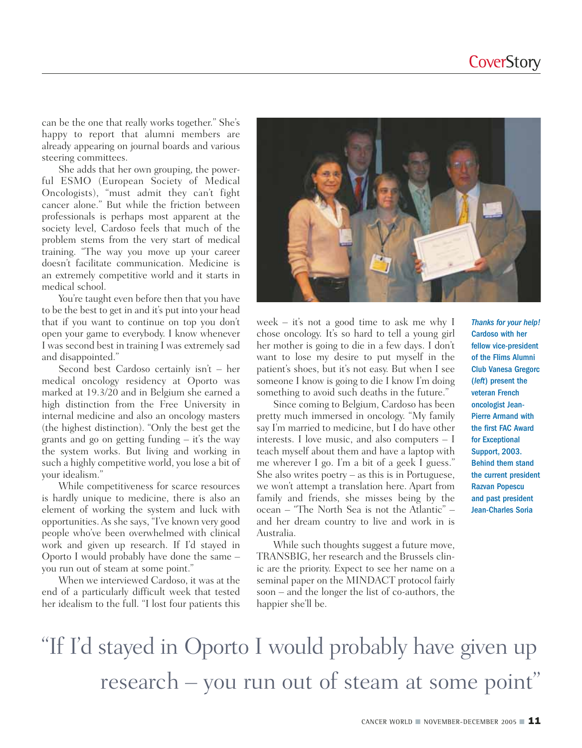can be the one that really works together." She's happy to report that alumni members are already appearing on journal boards and various steering committees.

She adds that her own grouping, the powerful ESMO (European Society of Medical Oncologists), "must admit they can't fight cancer alone." But while the friction between professionals is perhaps most apparent at the society level, Cardoso feels that much of the problem stems from the very start of medical training. "The way you move up your career doesn't facilitate communication. Medicine is an extremely competitive world and it starts in medical school.

You're taught even before then that you have to be the best to get in and it's put into your head that if you want to continue on top you don't open your game to everybody. I know whenever I was second best in training I was extremely sad and disappointed."

Second best Cardoso certainly isn't – her medical oncology residency at Oporto was marked at 19.3/20 and in Belgium she earned a high distinction from the Free University in internal medicine and also an oncology masters (the highest distinction). "Only the best get the grants and go on getting funding – it's the way the system works. But living and working in such a highly competitive world, you lose a bit of your idealism."

While competitiveness for scarce resources is hardly unique to medicine, there is also an element of working the system and luck with opportunities. As she says, "I've known very good people who've been overwhelmed with clinical work and given up research. If I'd stayed in Oporto I would probably have done the same – you run out of steam at some point."

When we interviewed Cardoso, it was at the end of a particularly difficult week that tested her idealism to the full. "I lost four patients this week – it's not a good time to ask me why I chose oncology. It's so hard to tell a young girl her mother is going to die in a few days. I don't want to lose my desire to put myself in the patient's shoes, but it's not easy. But when I see someone I know is going to die I know I'm doing something to avoid such deaths in the future."

Since coming to Belgium, Cardoso has been pretty much immersed in oncology. "My family say I'm married to medicine, but I do have other interests. I love music, and also computers – I teach myself about them and have a laptop with me wherever I go. I'm a bit of a geek I guess." She also writes poetry – as this is in Portuguese, we won't attempt a translation here. Apart from family and friends, she misses being by the ocean – "The North Sea is not the Atlantic" – and her dream country to live and work in is Australia.

While such thoughts suggest a future move, TRANSBIG, her research and the Brussels clinic are the priority. Expect to see her name on a seminal paper on the MINDACT protocol fairly soon – and the longer the list of co-authors, the happier she'll be.

***Thanks for your help!*** **Cardoso with her fellow vice-president of the Flims Alumni Club Vanesa Gregorc (*left*) present the veteran French oncologist Jean-Pierre Armand with the first FAC Award for Exceptional Support, 2003. Behind them stand the current president Razvan Popescu and past president Jean-Charles Soria**

> "If I'd stayed in Oporto I would probably have given up research – you run out of steam at some point"